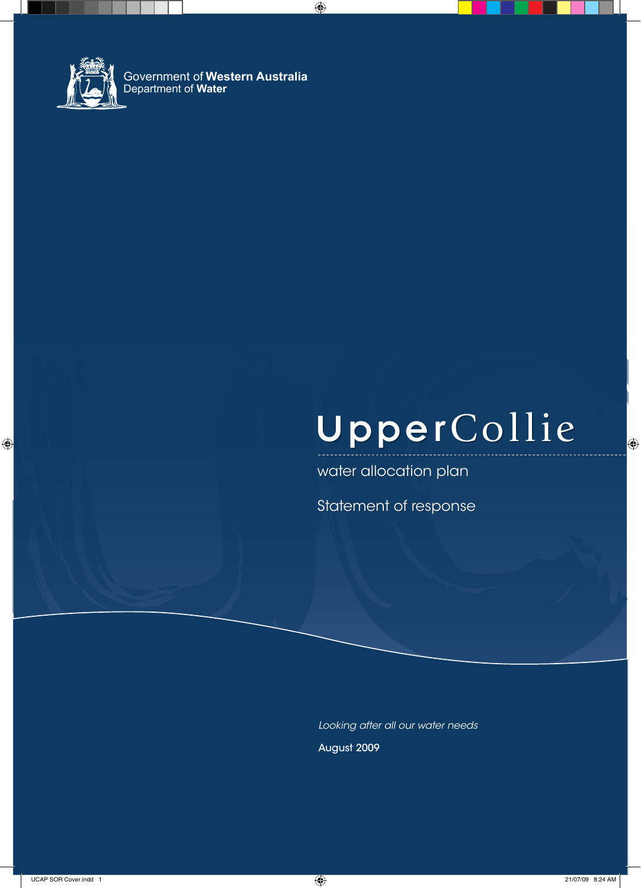Government of **Western Australia**
Department of **Water**

# Upper Collie

## water allocation plan

## Statement of response

*Looking after all our water needs*

August 2009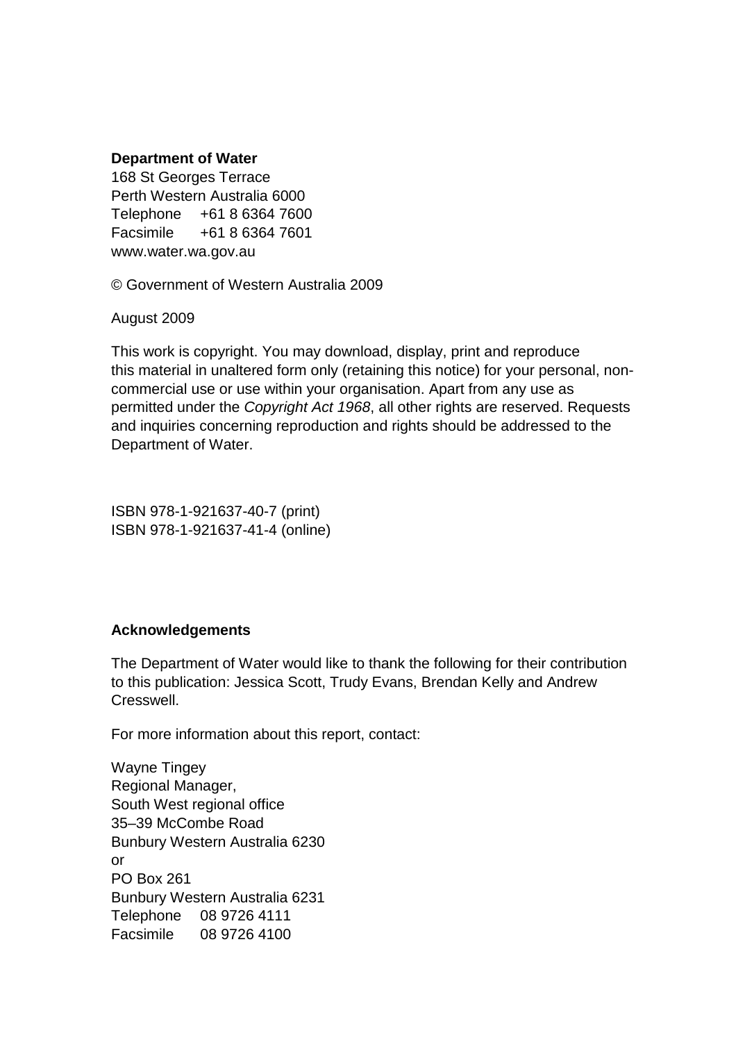**Department of Water**
168 St Georges Terrace
Perth Western Australia 6000
Telephone +61 8 6364 7600
Facsimile +61 8 6364 7601
www.water.wa.gov.au

© Government of Western Australia 2009

August 2009

This work is copyright. You may download, display, print and reproduce this material in unaltered form only (retaining this notice) for your personal, non-commercial use or use within your organisation. Apart from any use as permitted under the *Copyright Act 1968*, all other rights are reserved. Requests and inquiries concerning reproduction and rights should be addressed to the Department of Water.

ISBN 978-1-921637-40-7 (print)
ISBN 978-1-921637-41-4 (online)

**Acknowledgements**

The Department of Water would like to thank the following for their contribution to this publication: Jessica Scott, Trudy Evans, Brendan Kelly and Andrew Cresswell.

For more information about this report, contact:

Wayne Tingey
Regional Manager,
South West regional office
35–39 McCombe Road
Bunbury Western Australia 6230
or
PO Box 261
Bunbury Western Australia 6231
Telephone 08 9726 4111
Facsimile 08 9726 4100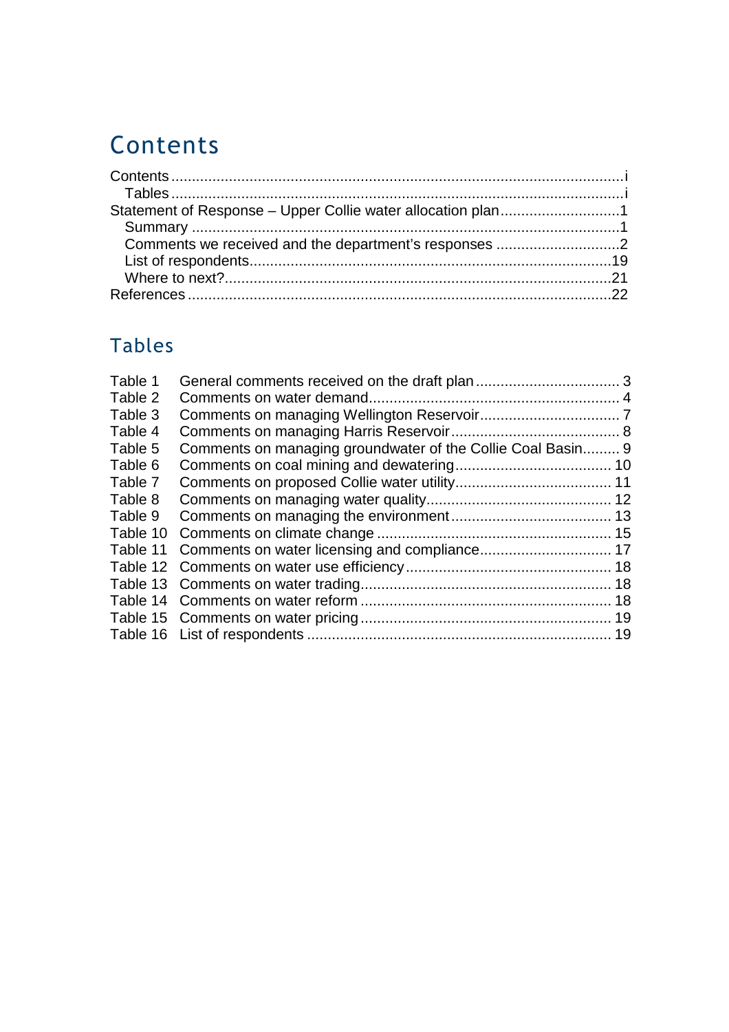# Contents

Contents .......................................................................................................... i

Tables .......................................................................................................... i

Statement of Response – Upper Collie water allocation plan .............................. 1

Summary ....................................................................................................... 1

Comments we received and the department's responses ................................ 2

List of respondents ........................................................................................ 19

Where to next? ............................................................................................. 21

References ........................................................................................................ 22

## Tables

| | | |
|---|---|---|
| Table 1 | General comments received on the draft plan | 3 |
| Table 2 | Comments on water demand | 4 |
| Table 3 | Comments on managing Wellington Reservoir | 7 |
| Table 4 | Comments on managing Harris Reservoir | 8 |
| Table 5 | Comments on managing groundwater of the Collie Coal Basin | 9 |
| Table 6 | Comments on coal mining and dewatering | 10 |
| Table 7 | Comments on proposed Collie water utility | 11 |
| Table 8 | Comments on managing water quality | 12 |
| Table 9 | Comments on managing the environment | 13 |
| Table 10 | Comments on climate change | 15 |
| Table 11 | Comments on water licensing and compliance | 17 |
| Table 12 | Comments on water use efficiency | 18 |
| Table 13 | Comments on water trading | 18 |
| Table 14 | Comments on water reform | 18 |
| Table 15 | Comments on water pricing | 19 |
| Table 16 | List of respondents | 19 |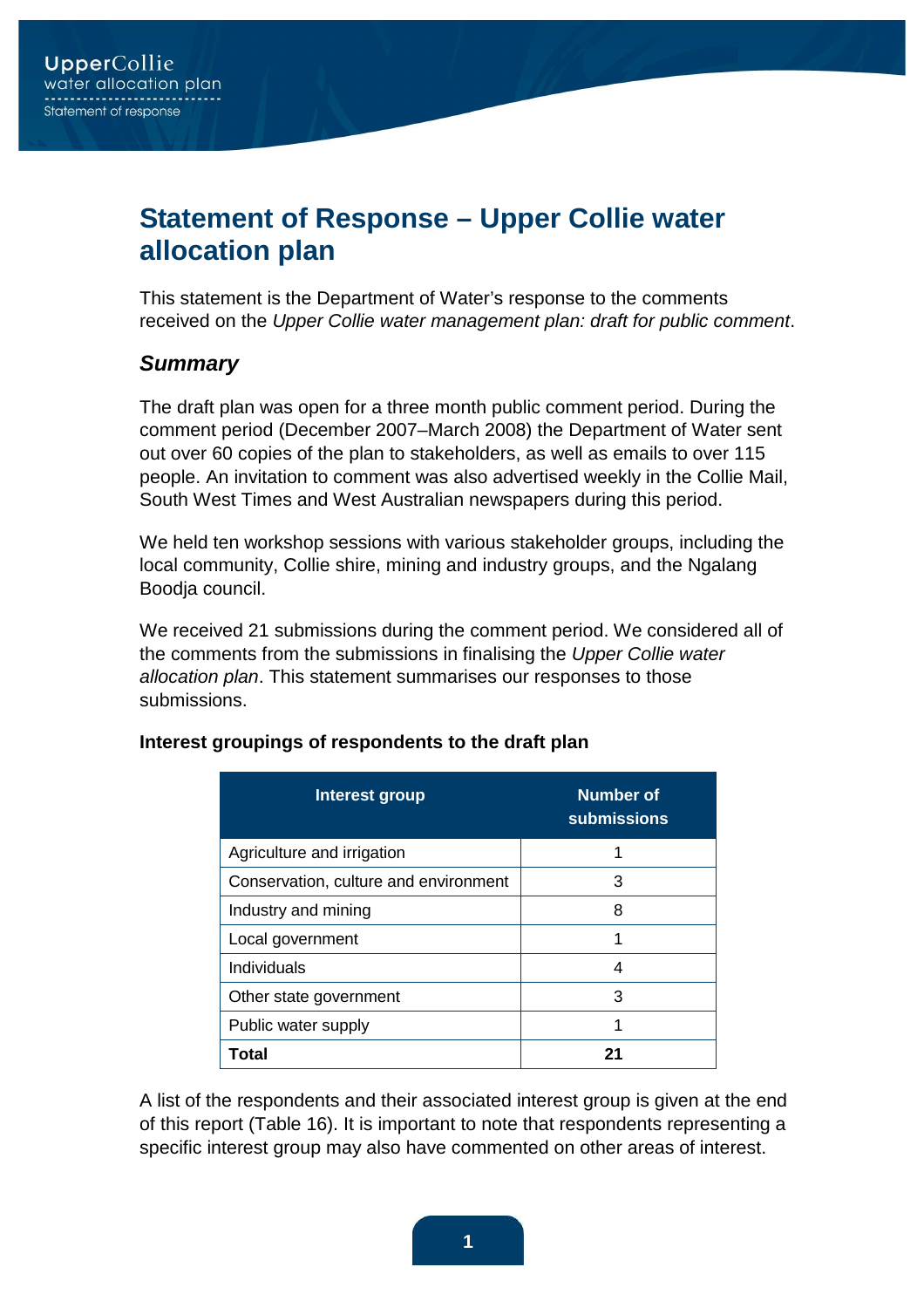# Statement of Response – Upper Collie water allocation plan

This statement is the Department of Water's response to the comments received on the *Upper Collie water management plan: draft for public comment*.

## *Summary*

The draft plan was open for a three month public comment period. During the comment period (December 2007–March 2008) the Department of Water sent out over 60 copies of the plan to stakeholders, as well as emails to over 115 people. An invitation to comment was also advertised weekly in the Collie Mail, South West Times and West Australian newspapers during this period.

We held ten workshop sessions with various stakeholder groups, including the local community, Collie shire, mining and industry groups, and the Ngalang Boodja council.

We received 21 submissions during the comment period. We considered all of the comments from the submissions in finalising the *Upper Collie water allocation plan*. This statement summarises our responses to those submissions.

**Interest groupings of respondents to the draft plan**

| Interest group | Number of submissions |
|---|---|
| Agriculture and irrigation | 1 |
| Conservation, culture and environment | 3 |
| Industry and mining | 8 |
| Local government | 1 |
| Individuals | 4 |
| Other state government | 3 |
| Public water supply | 1 |
| **Total** | **21** |

A list of the respondents and their associated interest group is given at the end of this report (Table 16). It is important to note that respondents representing a specific interest group may also have commented on other areas of interest.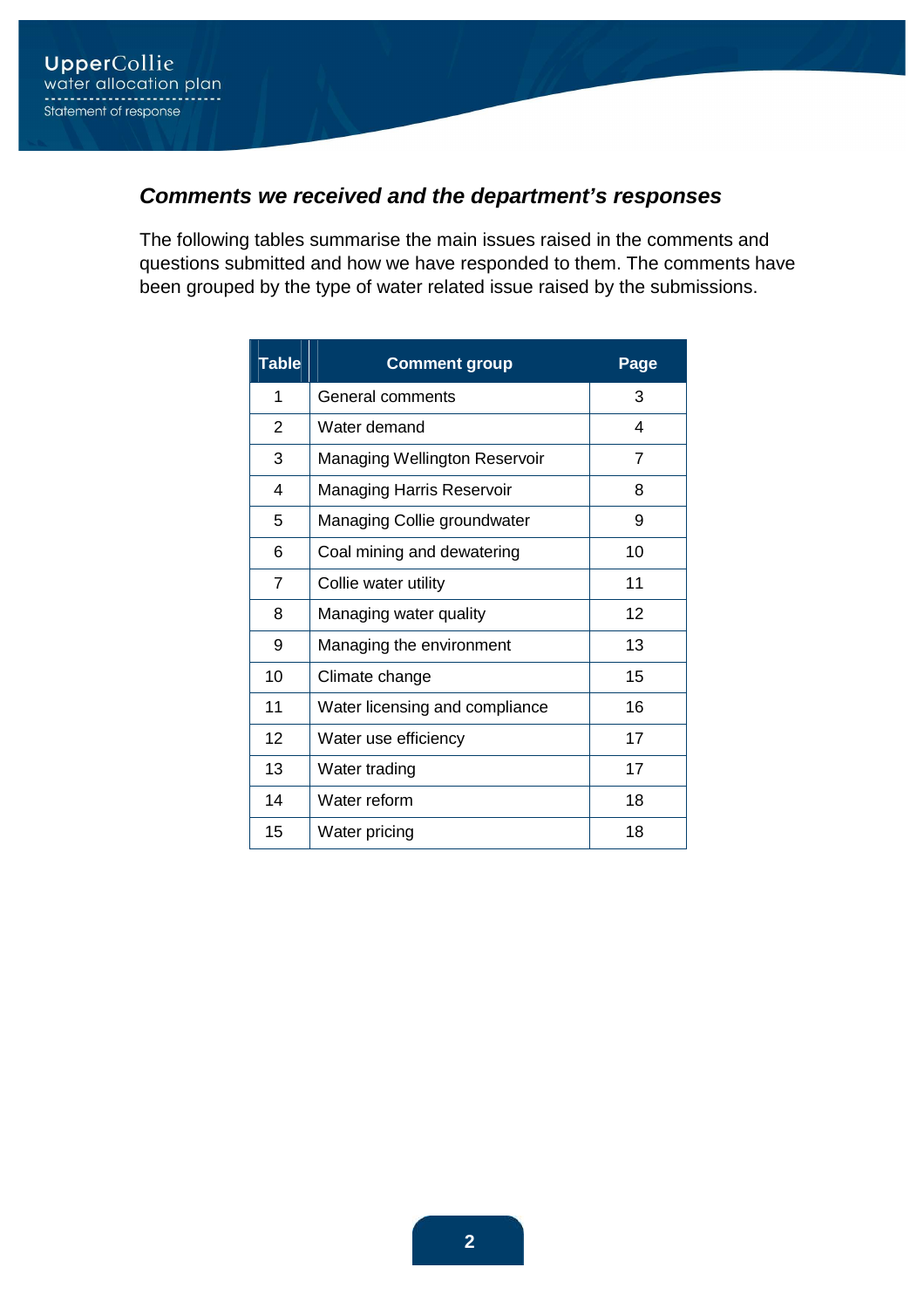## *Comments we received and the department's responses*

The following tables summarise the main issues raised in the comments and questions submitted and how we have responded to them. The comments have been grouped by the type of water related issue raised by the submissions.

| Table | Comment group | Page |
|---|---|---|
| 1 | General comments | 3 |
| 2 | Water demand | 4 |
| 3 | Managing Wellington Reservoir | 7 |
| 4 | Managing Harris Reservoir | 8 |
| 5 | Managing Collie groundwater | 9 |
| 6 | Coal mining and dewatering | 10 |
| 7 | Collie water utility | 11 |
| 8 | Managing water quality | 12 |
| 9 | Managing the environment | 13 |
| 10 | Climate change | 15 |
| 11 | Water licensing and compliance | 16 |
| 12 | Water use efficiency | 17 |
| 13 | Water trading | 17 |
| 14 | Water reform | 18 |
| 15 | Water pricing | 18 |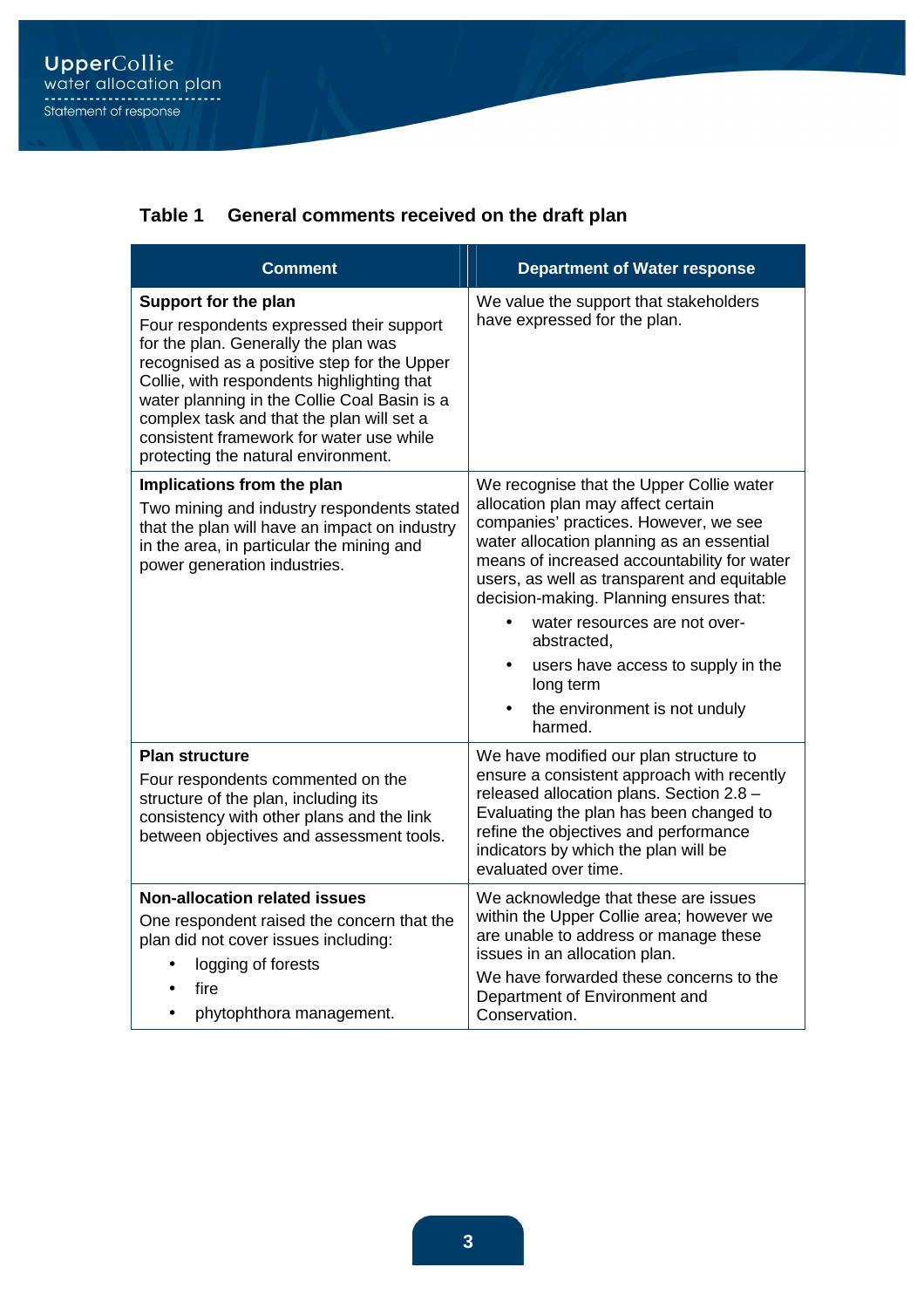**Table 1 General comments received on the draft plan**

| Comment | Department of Water response |
|---|---|
| **Support for the plan**<br>Four respondents expressed their support for the plan. Generally the plan was recognised as a positive step for the Upper Collie, with respondents highlighting that water planning in the Collie Coal Basin is a complex task and that the plan will set a consistent framework for water use while protecting the natural environment. | We value the support that stakeholders have expressed for the plan. |
| **Implications from the plan**<br>Two mining and industry respondents stated that the plan will have an impact on industry in the area, in particular the mining and power generation industries. | We recognise that the Upper Collie water allocation plan may affect certain companies' practices. However, we see water allocation planning as an essential means of increased accountability for water users, as well as transparent and equitable decision-making. Planning ensures that:<br>• water resources are not over-abstracted,<br>• users have access to supply in the long term<br>• the environment is not unduly harmed. |
| **Plan structure**<br>Four respondents commented on the structure of the plan, including its consistency with other plans and the link between objectives and assessment tools. | We have modified our plan structure to ensure a consistent approach with recently released allocation plans. Section 2.8 – Evaluating the plan has been changed to refine the objectives and performance indicators by which the plan will be evaluated over time. |
| **Non-allocation related issues**<br>One respondent raised the concern that the plan did not cover issues including:<br>• logging of forests<br>• fire<br>• phytophthora management. | We acknowledge that these are issues within the Upper Collie area; however we are unable to address or manage these issues in an allocation plan.<br>We have forwarded these concerns to the Department of Environment and Conservation. |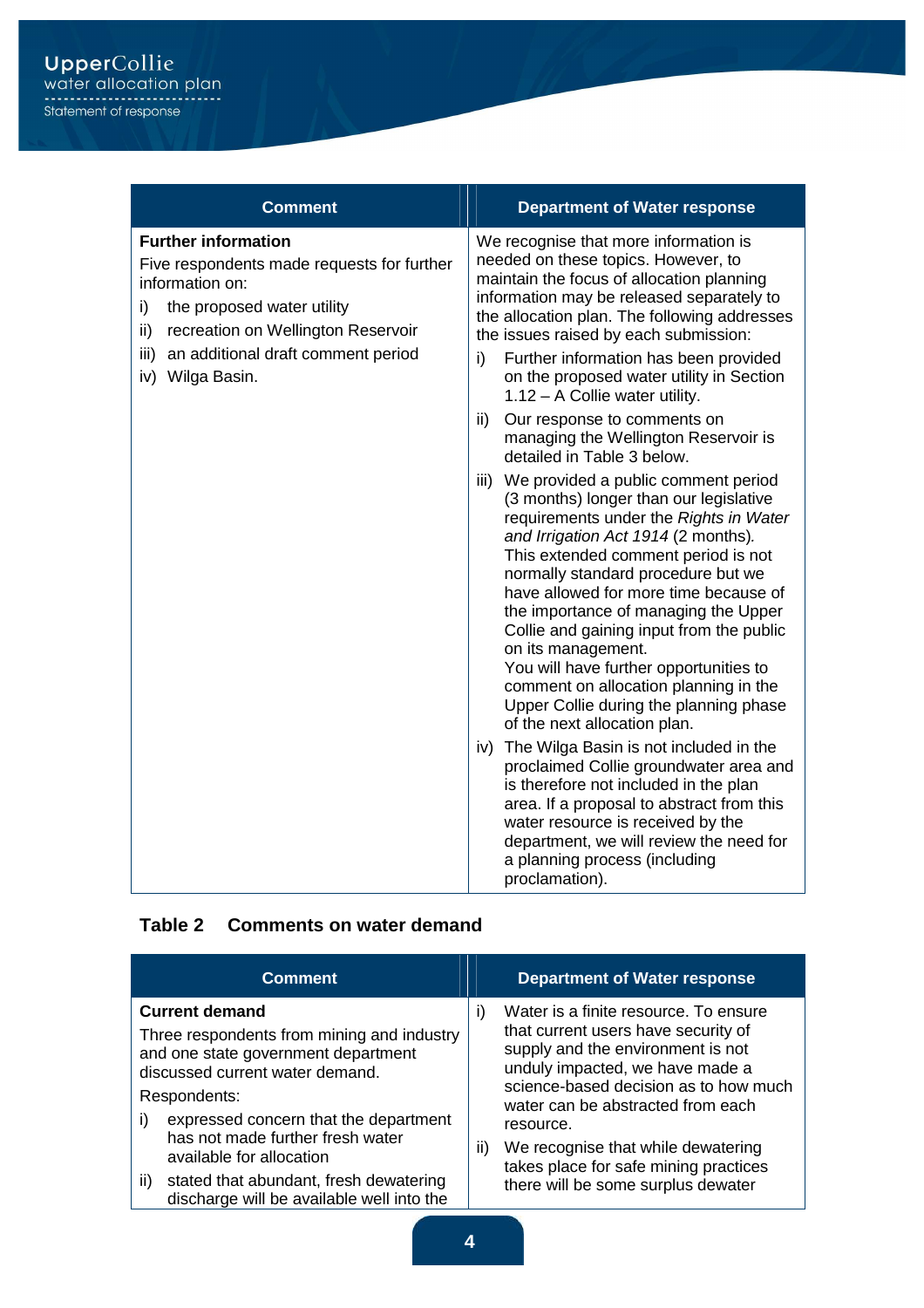| Comment | Department of Water response |
|---|---|
| **Further information**<br>Five respondents made requests for further information on:<br>i) the proposed water utility<br>ii) recreation on Wellington Reservoir<br>iii) an additional draft comment period<br>iv) Wilga Basin. | We recognise that more information is needed on these topics. However, to maintain the focus of allocation planning information may be released separately to the allocation plan. The following addresses the issues raised by each submission:<br>i) Further information has been provided on the proposed water utility in Section 1.12 – A Collie water utility.<br>ii) Our response to comments on managing the Wellington Reservoir is detailed in Table 3 below.<br>iii) We provided a public comment period (3 months) longer than our legislative requirements under the *Rights in Water and Irrigation Act 1914* (2 months). This extended comment period is not normally standard procedure but we have allowed for more time because of the importance of managing the Upper Collie and gaining input from the public on its management. You will have further opportunities to comment on allocation planning in the Upper Collie during the planning phase of the next allocation plan.<br>iv) The Wilga Basin is not included in the proclaimed Collie groundwater area and is therefore not included in the plan area. If a proposal to abstract from this water resource is received by the department, we will review the need for a planning process (including proclamation). |

**Table 2 Comments on water demand**

| Comment | Department of Water response |
|---|---|
| **Current demand**<br>Three respondents from mining and industry and one state government department discussed current water demand.<br>Respondents:<br>i) expressed concern that the department has not made further fresh water available for allocation<br>ii) stated that abundant, fresh dewatering discharge will be available well into the | i) Water is a finite resource. To ensure that current users have security of supply and the environment is not unduly impacted, we have made a science-based decision as to how much water can be abstracted from each resource.<br>ii) We recognise that while dewatering takes place for safe mining practices there will be some surplus dewater |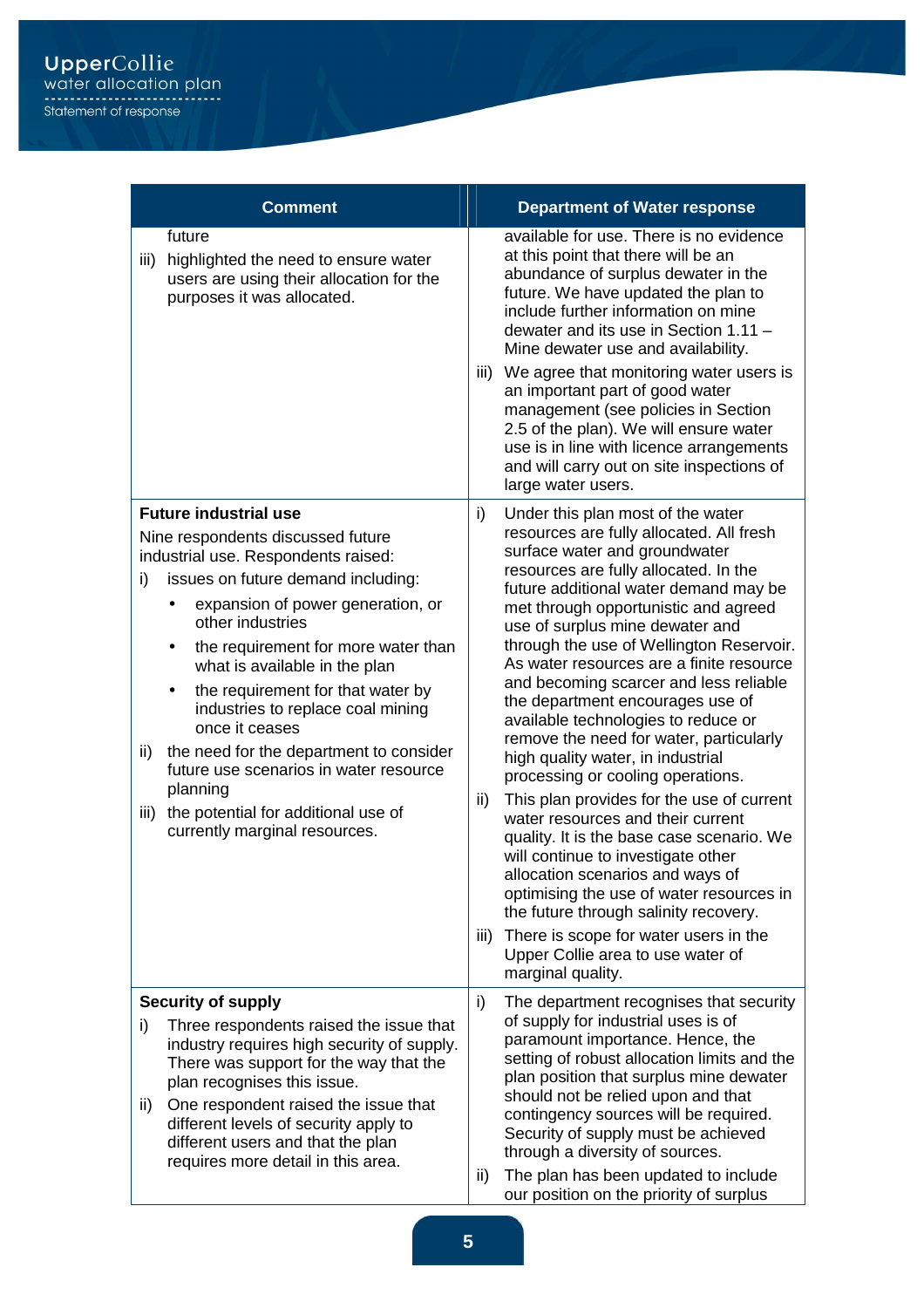| Comment | Department of Water response |
|---|---|
| future<br>iii) highlighted the need to ensure water users are using their allocation for the purposes it was allocated. | available for use. There is no evidence at this point that there will be an abundance of surplus dewater in the future. We have updated the plan to include further information on mine dewater and its use in Section 1.11 – Mine dewater use and availability.<br>iii) We agree that monitoring water users is an important part of good water management (see policies in Section 2.5 of the plan). We will ensure water use is in line with licence arrangements and will carry out on site inspections of large water users. |
| **Future industrial use**<br>Nine respondents discussed future industrial use. Respondents raised:<br>i) issues on future demand including:<br>• expansion of power generation, or other industries<br>• the requirement for more water than what is available in the plan<br>• the requirement for that water by industries to replace coal mining once it ceases<br>ii) the need for the department to consider future use scenarios in water resource planning<br>iii) the potential for additional use of currently marginal resources. | i) Under this plan most of the water resources are fully allocated. All fresh surface water and groundwater resources are fully allocated. In the future additional water demand may be met through opportunistic and agreed use of surplus mine dewater and through the use of Wellington Reservoir. As water resources are a finite resource and becoming scarcer and less reliable the department encourages use of available technologies to reduce or remove the need for water, particularly high quality water, in industrial processing or cooling operations.<br>ii) This plan provides for the use of current water resources and their current quality. It is the base case scenario. We will continue to investigate other allocation scenarios and ways of optimising the use of water resources in the future through salinity recovery.<br>iii) There is scope for water users in the Upper Collie area to use water of marginal quality. |
| **Security of supply**<br>i) Three respondents raised the issue that industry requires high security of supply. There was support for the way that the plan recognises this issue.<br>ii) One respondent raised the issue that different levels of security apply to different users and that the plan requires more detail in this area. | i) The department recognises that security of supply for industrial uses is of paramount importance. Hence, the setting of robust allocation limits and the plan position that surplus mine dewater should not be relied upon and that contingency sources will be required. Security of supply must be achieved through a diversity of sources.<br>ii) The plan has been updated to include our position on the priority of surplus |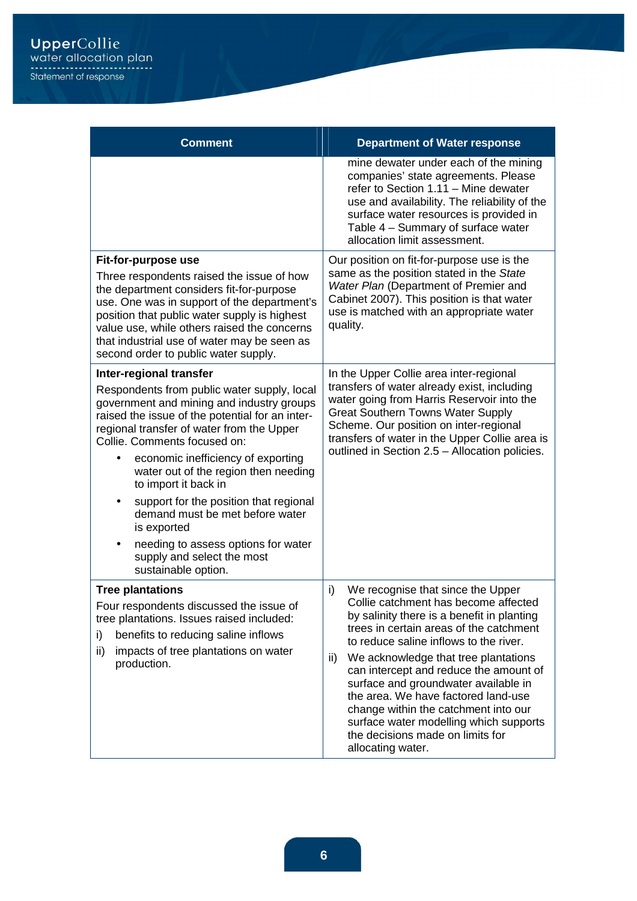| Comment | Department of Water response |
|---|---|
| | mine dewater under each of the mining companies' state agreements. Please refer to Section 1.11 – Mine dewater use and availability. The reliability of the surface water resources is provided in Table 4 – Summary of surface water allocation limit assessment. |
| **Fit-for-purpose use**<br>Three respondents raised the issue of how the department considers fit-for-purpose use. One was in support of the department's position that public water supply is highest value use, while others raised the concerns that industrial use of water may be seen as second order to public water supply. | Our position on fit-for-purpose use is the same as the position stated in the *State Water Plan* (Department of Premier and Cabinet 2007). This position is that water use is matched with an appropriate water quality. |
| **Inter-regional transfer**<br>Respondents from public water supply, local government and mining and industry groups raised the issue of the potential for an inter-regional transfer of water from the Upper Collie. Comments focused on:<br>• economic inefficiency of exporting water out of the region then needing to import it back in<br>• support for the position that regional demand must be met before water is exported<br>• needing to assess options for water supply and select the most sustainable option. | In the Upper Collie area inter-regional transfers of water already exist, including water going from Harris Reservoir into the Great Southern Towns Water Supply Scheme. Our position on inter-regional transfers of water in the Upper Collie area is outlined in Section 2.5 – Allocation policies. |
| **Tree plantations**<br>Four respondents discussed the issue of tree plantations. Issues raised included:<br>i) benefits to reducing saline inflows<br>ii) impacts of tree plantations on water production. | i) We recognise that since the Upper Collie catchment has become affected by salinity there is a benefit in planting trees in certain areas of the catchment to reduce saline inflows to the river.<br>ii) We acknowledge that tree plantations can intercept and reduce the amount of surface and groundwater available in the area. We have factored land-use change within the catchment into our surface water modelling which supports the decisions made on limits for allocating water. |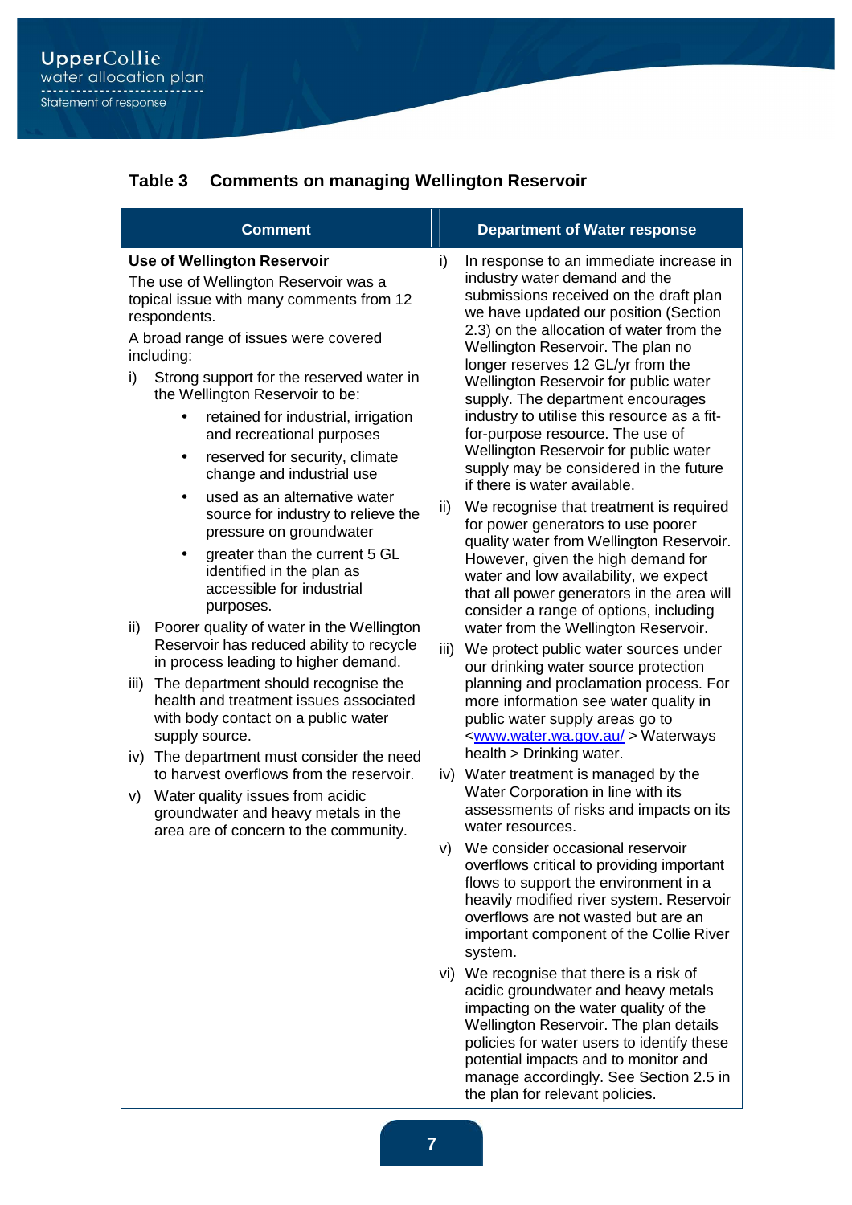## Table 3 Comments on managing Wellington Reservoir

| Comment | Department of Water response |
|---|---|
| **Use of Wellington Reservoir**<br>The use of Wellington Reservoir was a topical issue with many comments from 12 respondents.<br>A broad range of issues were covered including:<br>i) Strong support for the reserved water in the Wellington Reservoir to be:<br>• retained for industrial, irrigation and recreational purposes<br>• reserved for security, climate change and industrial use<br>• used as an alternative water source for industry to relieve the pressure on groundwater<br>• greater than the current 5 GL identified in the plan as accessible for industrial purposes.<br>ii) Poorer quality of water in the Wellington Reservoir has reduced ability to recycle in process leading to higher demand.<br>iii) The department should recognise the health and treatment issues associated with body contact on a public water supply source.<br>iv) The department must consider the need to harvest overflows from the reservoir.<br>v) Water quality issues from acidic groundwater and heavy metals in the area are of concern to the community. | i) In response to an immediate increase in industry water demand and the submissions received on the draft plan we have updated our position (Section 2.3) on the allocation of water from the Wellington Reservoir. The plan no longer reserves 12 GL/yr from the Wellington Reservoir for public water supply. The department encourages industry to utilise this resource as a fit-for-purpose resource. The use of Wellington Reservoir for public water supply may be considered in the future if there is water available.<br>ii) We recognise that treatment is required for power generators to use poorer quality water from Wellington Reservoir. However, given the high demand for water and low availability, we expect that all power generators in the area will consider a range of options, including water from the Wellington Reservoir.<br>iii) We protect public water sources under our drinking water source protection planning and proclamation process. For more information see water quality in public water supply areas go to <www.water.wa.gov.au/ > Waterways health > Drinking water.<br>iv) Water treatment is managed by the Water Corporation in line with its assessments of risks and impacts on its water resources.<br>v) We consider occasional reservoir overflows critical to providing important flows to support the environment in a heavily modified river system. Reservoir overflows are not wasted but are an important component of the Collie River system.<br>vi) We recognise that there is a risk of acidic groundwater and heavy metals impacting on the water quality of the Wellington Reservoir. The plan details policies for water users to identify these potential impacts and to monitor and manage accordingly. See Section 2.5 in the plan for relevant policies. |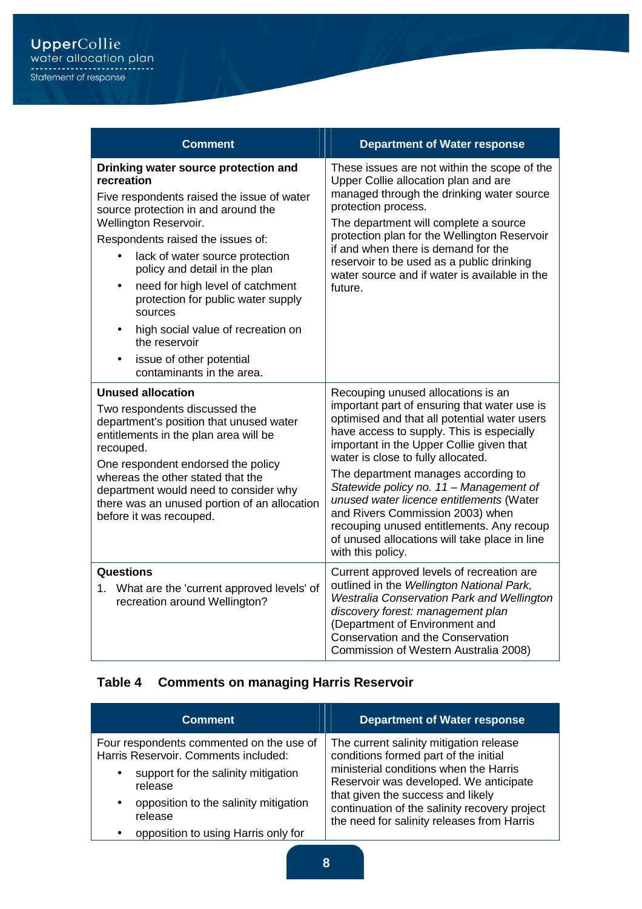| Comment | Department of Water response |
|---|---|
| **Drinking water source protection and recreation**<br>Five respondents raised the issue of water source protection in and around the Wellington Reservoir.<br>Respondents raised the issues of:<br>• lack of water source protection policy and detail in the plan<br>• need for high level of catchment protection for public water supply sources<br>• high social value of recreation on the reservoir<br>• issue of other potential contaminants in the area. | These issues are not within the scope of the Upper Collie allocation plan and are managed through the drinking water source protection process.<br>The department will complete a source protection plan for the Wellington Reservoir if and when there is demand for the reservoir to be used as a public drinking water source and if water is available in the future. |
| **Unused allocation**<br>Two respondents discussed the department's position that unused water entitlements in the plan area will be recouped.<br>One respondent endorsed the policy whereas the other stated that the department would need to consider why there was an unused portion of an allocation before it was recouped. | Recouping unused allocations is an important part of ensuring that water use is optimised and that all potential water users have access to supply. This is especially important in the Upper Collie given that water is close to fully allocated.<br>The department manages according to *Statewide policy no. 11 – Management of unused water licence entitlements* (Water and Rivers Commission 2003) when recouping unused entitlements. Any recoup of unused allocations will take place in line with this policy. |
| **Questions**<br>1. What are the 'current approved levels' of recreation around Wellington? | Current approved levels of recreation are outlined in the *Wellington National Park, Westralia Conservation Park and Wellington discovery forest: management plan* (Department of Environment and Conservation and the Conservation Commission of Western Australia 2008) |

**Table 4 Comments on managing Harris Reservoir**

| Comment | Department of Water response |
|---|---|
| Four respondents commented on the use of Harris Reservoir. Comments included:<br>• support for the salinity mitigation release<br>• opposition to the salinity mitigation release<br>• opposition to using Harris only for | The current salinity mitigation release conditions formed part of the initial ministerial conditions when the Harris Reservoir was developed. We anticipate that given the success and likely continuation of the salinity recovery project the need for salinity releases from Harris |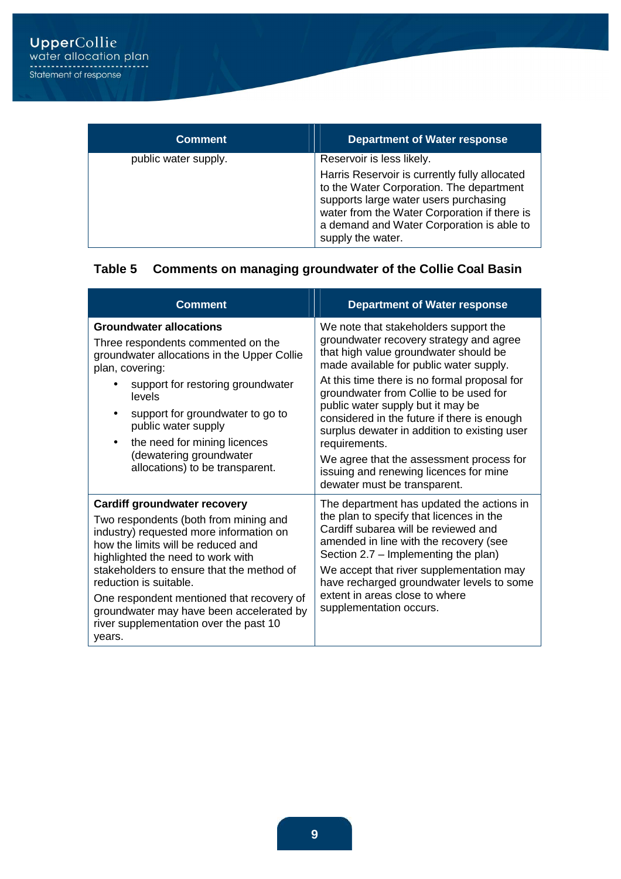| Comment | Department of Water response |
|---|---|
| public water supply. | Reservoir is less likely.<br><br>Harris Reservoir is currently fully allocated to the Water Corporation. The department supports large water users purchasing water from the Water Corporation if there is a demand and Water Corporation is able to supply the water. |

### Table 5 Comments on managing groundwater of the Collie Coal Basin

| Comment | Department of Water response |
|---|---|
| **Groundwater allocations**<br><br>Three respondents commented on the groundwater allocations in the Upper Collie plan, covering:<br>• support for restoring groundwater levels<br>• support for groundwater to go to public water supply<br>• the need for mining licences (dewatering groundwater allocations) to be transparent. | We note that stakeholders support the groundwater recovery strategy and agree that high value groundwater should be made available for public water supply.<br><br>At this time there is no formal proposal for groundwater from Collie to be used for public water supply but it may be considered in the future if there is enough surplus dewater in addition to existing user requirements.<br><br>We agree that the assessment process for issuing and renewing licences for mine dewater must be transparent. |
| **Cardiff groundwater recovery**<br><br>Two respondents (both from mining and industry) requested more information on how the limits will be reduced and highlighted the need to work with stakeholders to ensure that the method of reduction is suitable.<br><br>One respondent mentioned that recovery of groundwater may have been accelerated by river supplementation over the past 10 years. | The department has updated the actions in the plan to specify that licences in the Cardiff subarea will be reviewed and amended in line with the recovery (see Section 2.7 – Implementing the plan)<br><br>We accept that river supplementation may have recharged groundwater levels to some extent in areas close to where supplementation occurs. |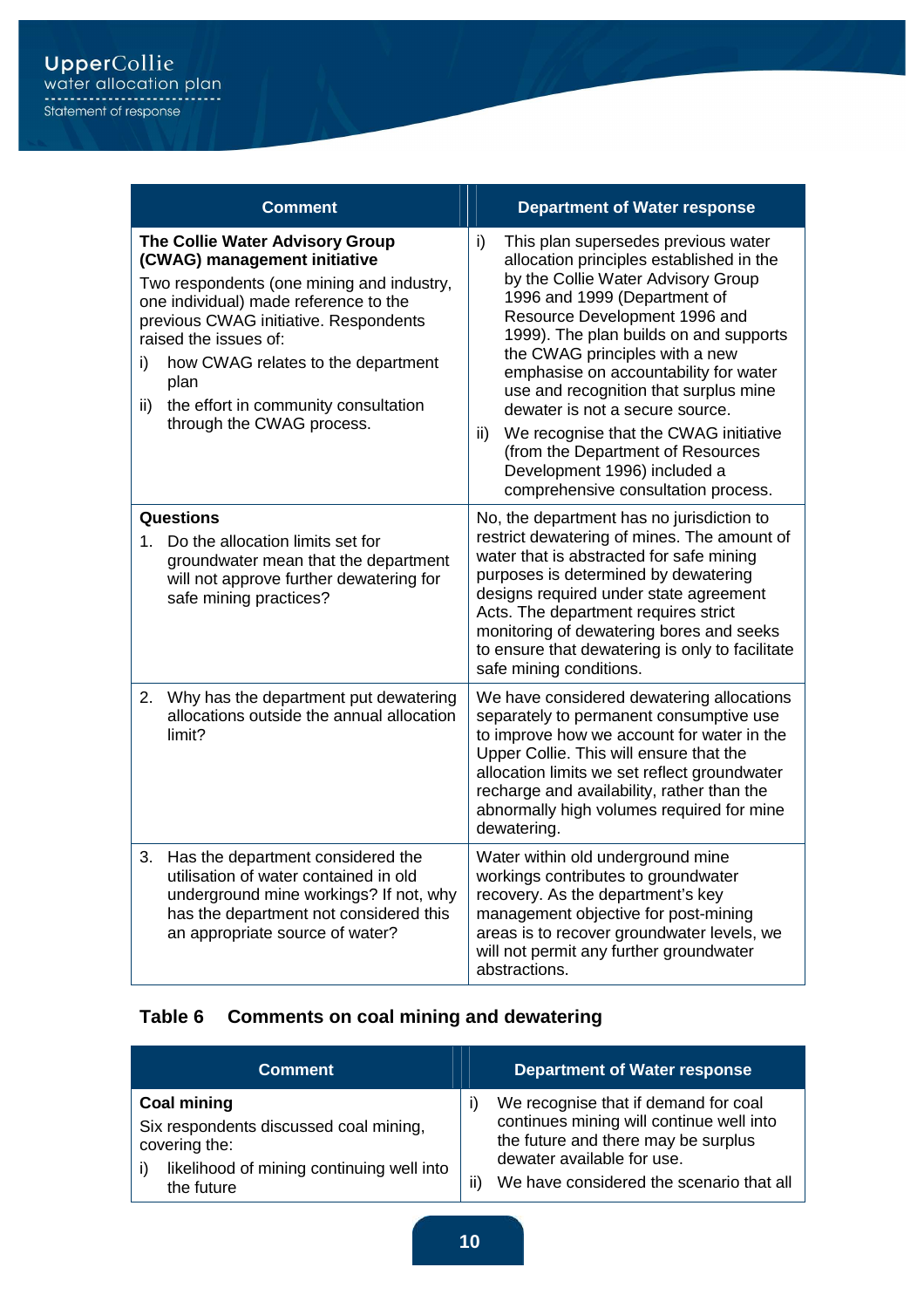| Comment | Department of Water response |
|---|---|
| **The Collie Water Advisory Group (CWAG) management initiative**<br>Two respondents (one mining and industry, one individual) made reference to the previous CWAG initiative. Respondents raised the issues of:<br>i) how CWAG relates to the department plan<br>ii) the effort in community consultation through the CWAG process. | i) This plan supersedes previous water allocation principles established in the by the Collie Water Advisory Group 1996 and 1999 (Department of Resource Development 1996 and 1999). The plan builds on and supports the CWAG principles with a new emphasise on accountability for water use and recognition that surplus mine dewater is not a secure source.<br>ii) We recognise that the CWAG initiative (from the Department of Resources Development 1996) included a comprehensive consultation process. |
| **Questions**<br>1. Do the allocation limits set for groundwater mean that the department will not approve further dewatering for safe mining practices? | No, the department has no jurisdiction to restrict dewatering of mines. The amount of water that is abstracted for safe mining purposes is determined by dewatering designs required under state agreement Acts. The department requires strict monitoring of dewatering bores and seeks to ensure that dewatering is only to facilitate safe mining conditions. |
| 2. Why has the department put dewatering allocations outside the annual allocation limit? | We have considered dewatering allocations separately to permanent consumptive use to improve how we account for water in the Upper Collie. This will ensure that the allocation limits we set reflect groundwater recharge and availability, rather than the abnormally high volumes required for mine dewatering. |
| 3. Has the department considered the utilisation of water contained in old underground mine workings? If not, why has the department not considered this an appropriate source of water? | Water within old underground mine workings contributes to groundwater recovery. As the department's key management objective for post-mining areas is to recover groundwater levels, we will not permit any further groundwater abstractions. |

**Table 6 Comments on coal mining and dewatering**

| Comment | Department of Water response |
|---|---|
| **Coal mining**<br>Six respondents discussed coal mining, covering the:<br>i) likelihood of mining continuing well into the future | i) We recognise that if demand for coal continues mining will continue well into the future and there may be surplus dewater available for use.<br>ii) We have considered the scenario that all |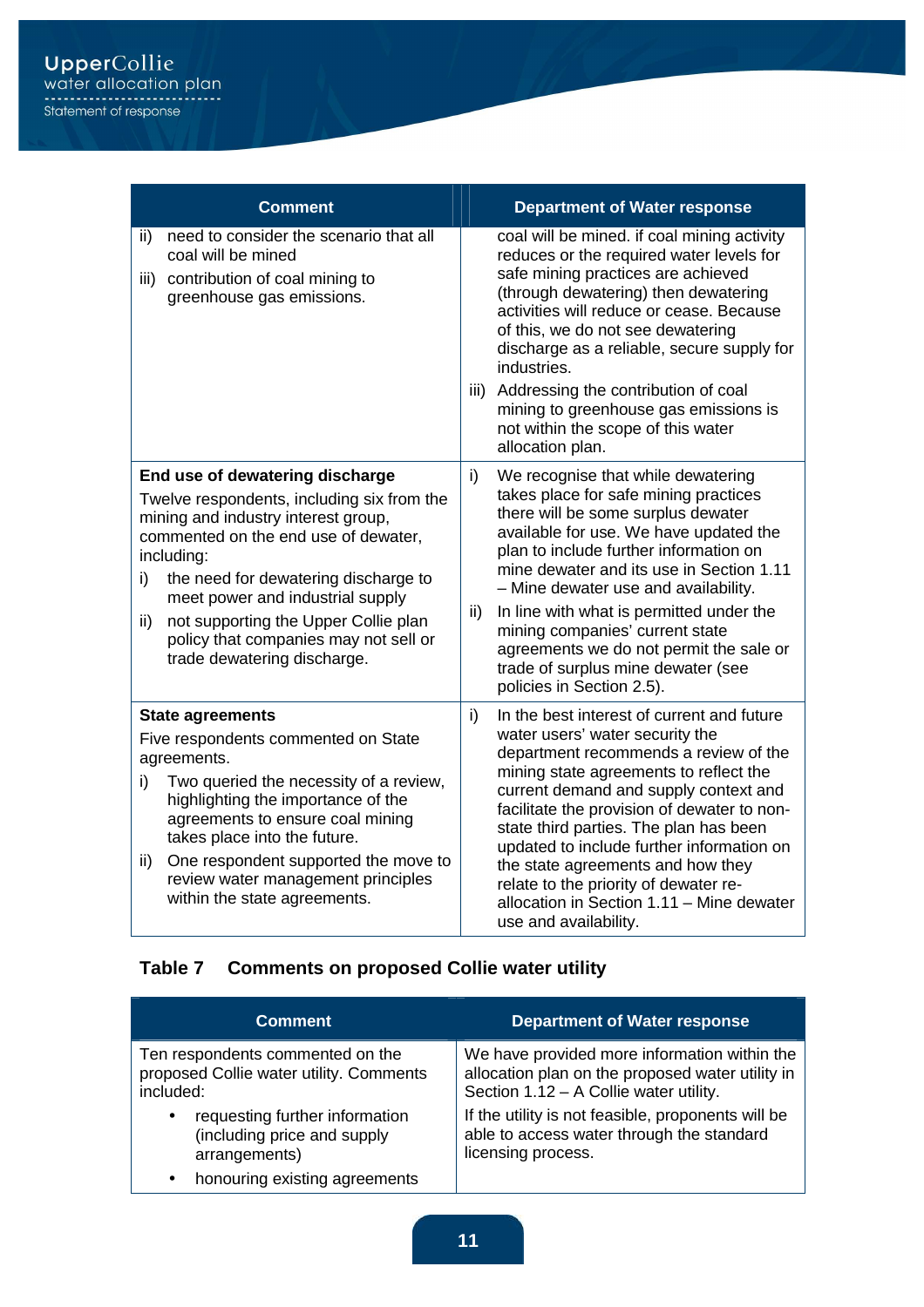| Comment | Department of Water response |
|---|---|
| ii) need to consider the scenario that all coal will be mined<br>iii) contribution of coal mining to greenhouse gas emissions. | coal will be mined. if coal mining activity reduces or the required water levels for safe mining practices are achieved (through dewatering) then dewatering activities will reduce or cease. Because of this, we do not see dewatering discharge as a reliable, secure supply for industries.<br>iii) Addressing the contribution of coal mining to greenhouse gas emissions is not within the scope of this water allocation plan. |
| **End use of dewatering discharge**<br>Twelve respondents, including six from the mining and industry interest group, commented on the end use of dewater, including:<br>i) the need for dewatering discharge to meet power and industrial supply<br>ii) not supporting the Upper Collie plan policy that companies may not sell or trade dewatering discharge. | i) We recognise that while dewatering takes place for safe mining practices there will be some surplus dewater available for use. We have updated the plan to include further information on mine dewater and its use in Section 1.11 – Mine dewater use and availability.<br>ii) In line with what is permitted under the mining companies' current state agreements we do not permit the sale or trade of surplus mine dewater (see policies in Section 2.5). |
| **State agreements**<br>Five respondents commented on State agreements.<br>i) Two queried the necessity of a review, highlighting the importance of the agreements to ensure coal mining takes place into the future.<br>ii) One respondent supported the move to review water management principles within the state agreements. | i) In the best interest of current and future water users' water security the department recommends a review of the mining state agreements to reflect the current demand and supply context and facilitate the provision of dewater to non-state third parties. The plan has been updated to include further information on the state agreements and how they relate to the priority of dewater re-allocation in Section 1.11 – Mine dewater use and availability. |

**Table 7 Comments on proposed Collie water utility**

| Comment | Department of Water response |
|---|---|
| Ten respondents commented on the proposed Collie water utility. Comments included:<br>• requesting further information (including price and supply arrangements)<br>• honouring existing agreements | We have provided more information within the allocation plan on the proposed water utility in Section 1.12 – A Collie water utility.<br>If the utility is not feasible, proponents will be able to access water through the standard licensing process. |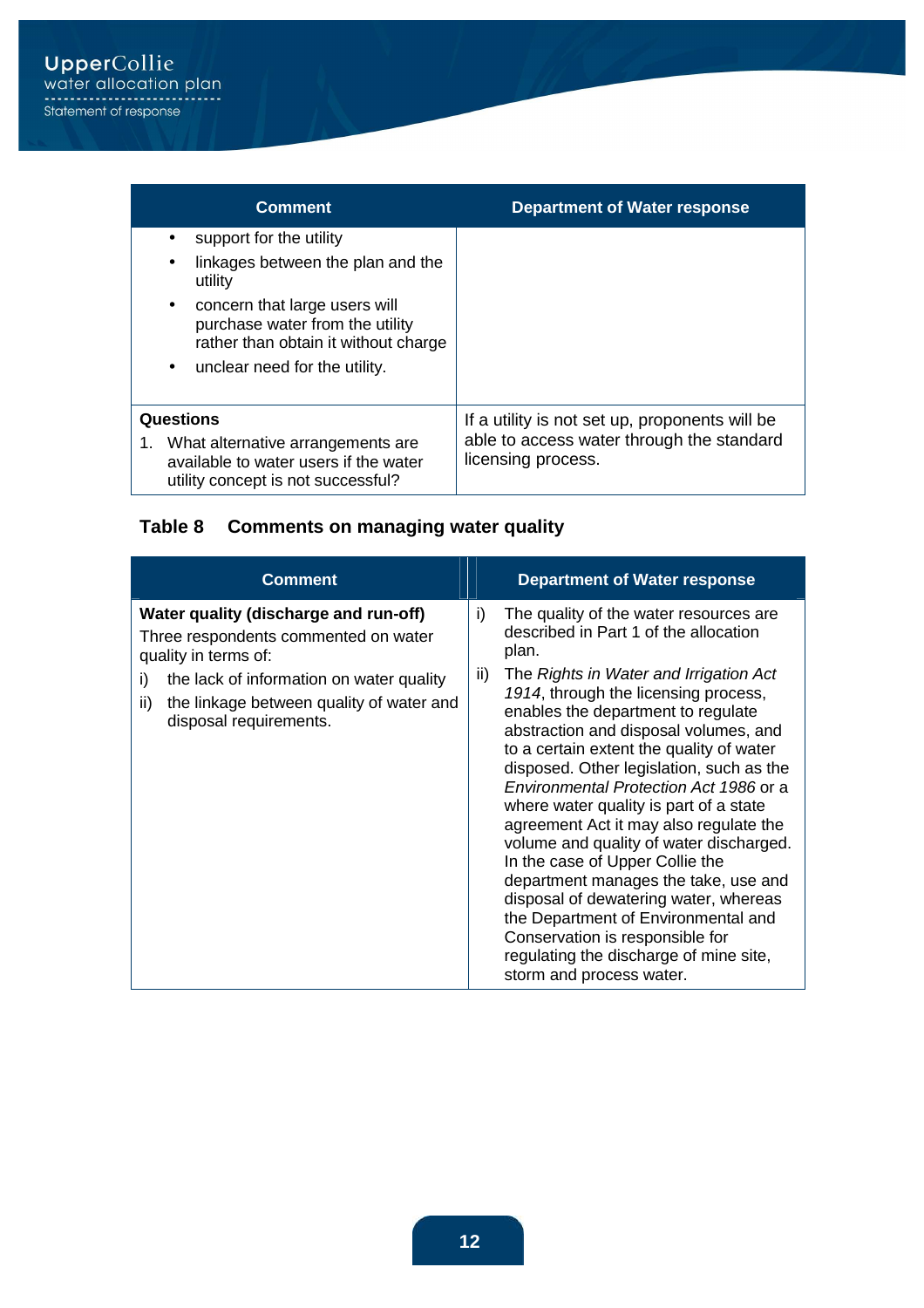| Comment | Department of Water response |
|---|---|
| • support for the utility<br>• linkages between the plan and the utility<br>• concern that large users will purchase water from the utility rather than obtain it without charge<br>• unclear need for the utility. | |
| **Questions**<br>1. What alternative arrangements are available to water users if the water utility concept is not successful? | If a utility is not set up, proponents will be able to access water through the standard licensing process. |

## Table 8 Comments on managing water quality

| Comment | Department of Water response |
|---|---|
| **Water quality (discharge and run-off)**<br>Three respondents commented on water quality in terms of:<br>i) the lack of information on water quality<br>ii) the linkage between quality of water and disposal requirements. | i) The quality of the water resources are described in Part 1 of the allocation plan.<br>ii) The *Rights in Water and Irrigation Act 1914*, through the licensing process, enables the department to regulate abstraction and disposal volumes, and to a certain extent the quality of water disposed. Other legislation, such as the *Environmental Protection Act 1986* or a where water quality is part of a state agreement Act it may also regulate the volume and quality of water discharged. In the case of Upper Collie the department manages the take, use and disposal of dewatering water, whereas the Department of Environmental and Conservation is responsible for regulating the discharge of mine site, storm and process water. |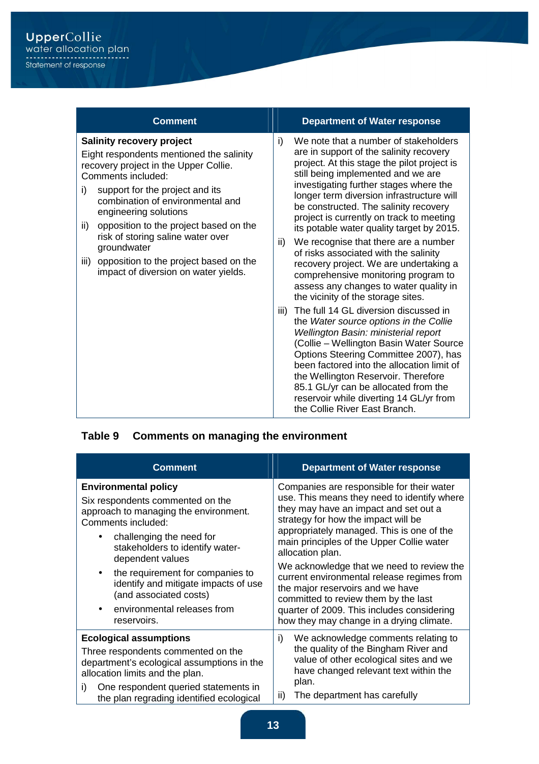| Comment | Department of Water response |
| --- | --- |
| **Salinity recovery project**<br>Eight respondents mentioned the salinity recovery project in the Upper Collie. Comments included:<br>i) support for the project and its combination of environmental and engineering solutions<br>ii) opposition to the project based on the risk of storing saline water over groundwater<br>iii) opposition to the project based on the impact of diversion on water yields. | i) We note that a number of stakeholders are in support of the salinity recovery project. At this stage the pilot project is still being implemented and we are investigating further stages where the longer term diversion infrastructure will be constructed. The salinity recovery project is currently on track to meeting its potable water quality target by 2015.<br>ii) We recognise that there are a number of risks associated with the salinity recovery project. We are undertaking a comprehensive monitoring program to assess any changes to water quality in the vicinity of the storage sites.<br>iii) The full 14 GL diversion discussed in the *Water source options in the Collie Wellington Basin: ministerial report* (Collie – Wellington Basin Water Source Options Steering Committee 2007), has been factored into the allocation limit of the Wellington Reservoir. Therefore 85.1 GL/yr can be allocated from the reservoir while diverting 14 GL/yr from the Collie River East Branch. |

**Table 9 Comments on managing the environment**

| Comment | Department of Water response |
| --- | --- |
| **Environmental policy**<br>Six respondents commented on the approach to managing the environment. Comments included:<br>• challenging the need for stakeholders to identify water-dependent values<br>• the requirement for companies to identify and mitigate impacts of use (and associated costs)<br>• environmental releases from reservoirs. | Companies are responsible for their water use. This means they need to identify where they may have an impact and set out a strategy for how the impact will be appropriately managed. This is one of the main principles of the Upper Collie water allocation plan.<br>We acknowledge that we need to review the current environmental release regimes from the major reservoirs and we have committed to review them by the last quarter of 2009. This includes considering how they may change in a drying climate. |
| **Ecological assumptions**<br>Three respondents commented on the department's ecological assumptions in the allocation limits and the plan.<br>i) One respondent queried statements in the plan regrading identified ecological | i) We acknowledge comments relating to the quality of the Bingham River and value of other ecological sites and we have changed relevant text within the plan.<br>ii) The department has carefully |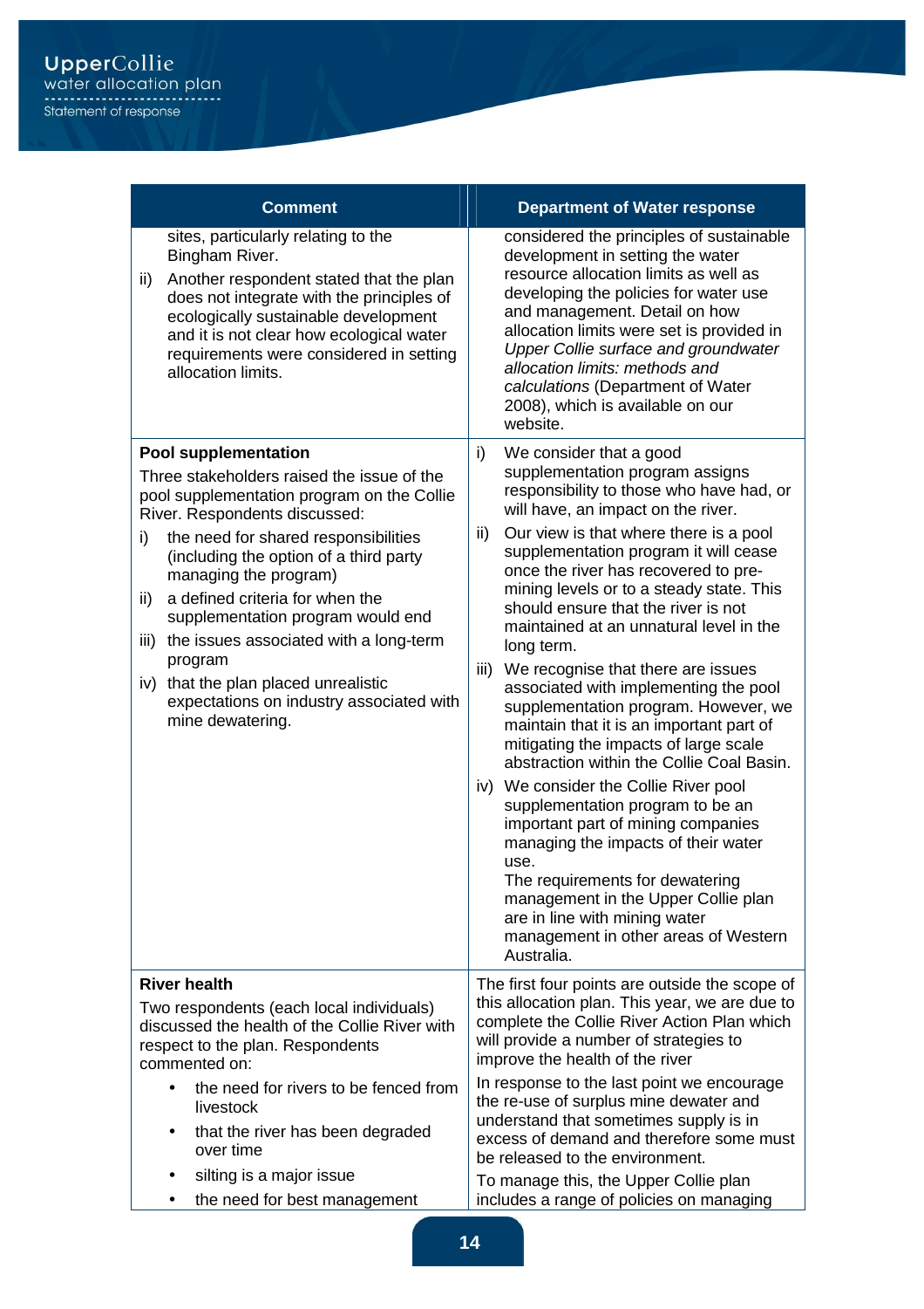| Comment | Department of Water response |
|---|---|
| sites, particularly relating to the Bingham River.<br>ii) Another respondent stated that the plan does not integrate with the principles of ecologically sustainable development and it is not clear how ecological water requirements were considered in setting allocation limits. | considered the principles of sustainable development in setting the water resource allocation limits as well as developing the policies for water use and management. Detail on how allocation limits were set is provided in *Upper Collie surface and groundwater allocation limits: methods and calculations* (Department of Water 2008), which is available on our website. |
| **Pool supplementation**<br>Three stakeholders raised the issue of the pool supplementation program on the Collie River. Respondents discussed:<br>i) the need for shared responsibilities (including the option of a third party managing the program)<br>ii) a defined criteria for when the supplementation program would end<br>iii) the issues associated with a long-term program<br>iv) that the plan placed unrealistic expectations on industry associated with mine dewatering. | i) We consider that a good supplementation program assigns responsibility to those who have had, or will have, an impact on the river.<br>ii) Our view is that where there is a pool supplementation program it will cease once the river has recovered to pre-mining levels or to a steady state. This should ensure that the river is not maintained at an unnatural level in the long term.<br>iii) We recognise that there are issues associated with implementing the pool supplementation program. However, we maintain that it is an important part of mitigating the impacts of large scale abstraction within the Collie Coal Basin.<br>iv) We consider the Collie River pool supplementation program to be an important part of mining companies managing the impacts of their water use.<br>The requirements for dewatering management in the Upper Collie plan are in line with mining water management in other areas of Western Australia. |
| **River health**<br>Two respondents (each local individuals) discussed the health of the Collie River with respect to the plan. Respondents commented on:<br>• the need for rivers to be fenced from livestock<br>• that the river has been degraded over time<br>• silting is a major issue<br>• the need for best management | The first four points are outside the scope of this allocation plan. This year, we are due to complete the Collie River Action Plan which will provide a number of strategies to improve the health of the river<br>In response to the last point we encourage the re-use of surplus mine dewater and understand that sometimes supply is in excess of demand and therefore some must be released to the environment.<br>To manage this, the Upper Collie plan includes a range of policies on managing |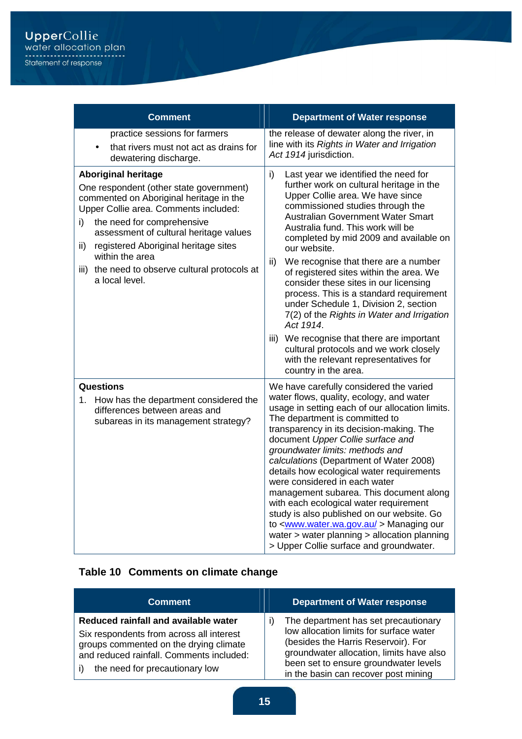| Comment | Department of Water response |
|---|---|
| practice sessions for farmers<br>• that rivers must not act as drains for dewatering discharge. | the release of dewater along the river, in line with its *Rights in Water and Irrigation Act 1914* jurisdiction. |
| **Aboriginal heritage**<br>One respondent (other state government) commented on Aboriginal heritage in the Upper Collie area. Comments included:<br>i) the need for comprehensive assessment of cultural heritage values<br>ii) registered Aboriginal heritage sites within the area<br>iii) the need to observe cultural protocols at a local level. | i) Last year we identified the need for further work on cultural heritage in the Upper Collie area. We have since commissioned studies through the Australian Government Water Smart Australia fund. This work will be completed by mid 2009 and available on our website.<br>ii) We recognise that there are a number of registered sites within the area. We consider these sites in our licensing process. This is a standard requirement under Schedule 1, Division 2, section 7(2) of the *Rights in Water and Irrigation Act 1914*.<br>iii) We recognise that there are important cultural protocols and we work closely with the relevant representatives for country in the area. |
| **Questions**<br>1. How has the department considered the differences between areas and subareas in its management strategy? | We have carefully considered the varied water flows, quality, ecology, and water usage in setting each of our allocation limits. The department is committed to transparency in its decision-making. The document *Upper Collie surface and groundwater limits: methods and calculations* (Department of Water 2008) details how ecological water requirements were considered in each water management subarea. This document along with each ecological water requirement study is also published on our website. Go to <www.water.wa.gov.au/ > Managing our water > water planning > allocation planning > Upper Collie surface and groundwater. |

## Table 10 Comments on climate change

| Comment | Department of Water response |
|---|---|
| **Reduced rainfall and available water**<br>Six respondents from across all interest groups commented on the drying climate and reduced rainfall. Comments included:<br>i) the need for precautionary low | i) The department has set precautionary low allocation limits for surface water (besides the Harris Reservoir). For groundwater allocation, limits have also been set to ensure groundwater levels in the basin can recover post mining |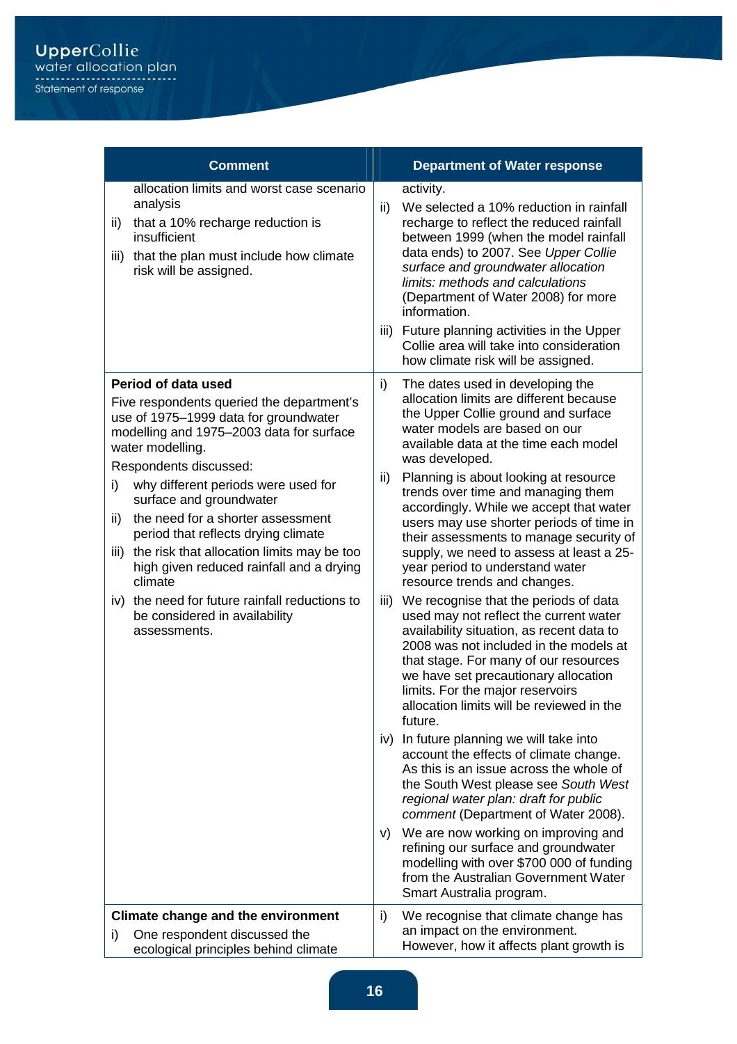| Comment | Department of Water response |
|---|---|
| allocation limits and worst case scenario analysis<br>ii) that a 10% recharge reduction is insufficient<br>iii) that the plan must include how climate risk will be assigned. | activity.<br>ii) We selected a 10% reduction in rainfall recharge to reflect the reduced rainfall between 1999 (when the model rainfall data ends) to 2007. See *Upper Collie surface and groundwater allocation limits: methods and calculations* (Department of Water 2008) for more information.<br>iii) Future planning activities in the Upper Collie area will take into consideration how climate risk will be assigned. |
| **Period of data used**<br>Five respondents queried the department's use of 1975–1999 data for groundwater modelling and 1975–2003 data for surface water modelling.<br>Respondents discussed:<br>i) why different periods were used for surface and groundwater<br>ii) the need for a shorter assessment period that reflects drying climate<br>iii) the risk that allocation limits may be too high given reduced rainfall and a drying climate<br>iv) the need for future rainfall reductions to be considered in availability assessments. | i) The dates used in developing the allocation limits are different because the Upper Collie ground and surface water models are based on our available data at the time each model was developed.<br>ii) Planning is about looking at resource trends over time and managing them accordingly. While we accept that water users may use shorter periods of time in their assessments to manage security of supply, we need to assess at least a 25-year period to understand water resource trends and changes.<br>iii) We recognise that the periods of data used may not reflect the current water availability situation, as recent data to 2008 was not included in the models at that stage. For many of our resources we have set precautionary allocation limits. For the major reservoirs allocation limits will be reviewed in the future.<br>iv) In future planning we will take into account the effects of climate change. As this is an issue across the whole of the South West please see *South West regional water plan: draft for public comment* (Department of Water 2008).<br>v) We are now working on improving and refining our surface and groundwater modelling with over $700 000 of funding from the Australian Government Water Smart Australia program. |
| **Climate change and the environment**<br>i) One respondent discussed the ecological principles behind climate | i) We recognise that climate change has an impact on the environment. However, how it affects plant growth is |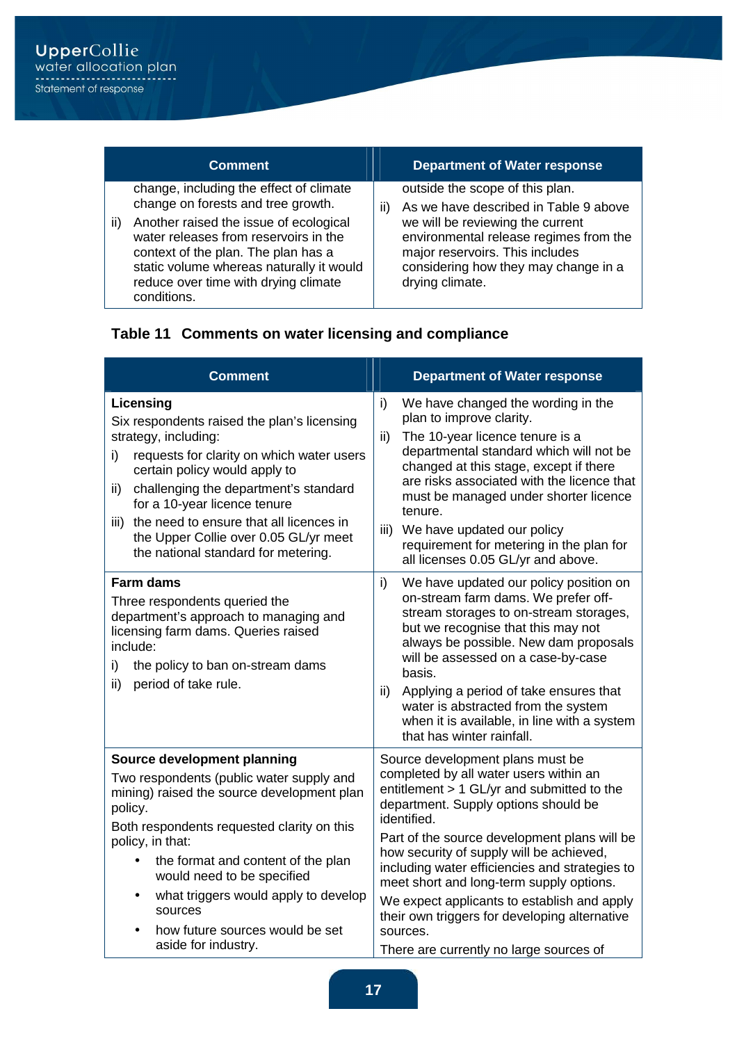| Comment | Department of Water response |
|---|---|
| change, including the effect of climate change on forests and tree growth.<br>ii) Another raised the issue of ecological water releases from reservoirs in the context of the plan. The plan has a static volume whereas naturally it would reduce over time with drying climate conditions. | outside the scope of this plan.<br>ii) As we have described in Table 9 above we will be reviewing the current environmental release regimes from the major reservoirs. This includes considering how they may change in a drying climate. |

## Table 11 Comments on water licensing and compliance

| Comment | Department of Water response |
|---|---|
| **Licensing**<br>Six respondents raised the plan's licensing strategy, including:<br>i) requests for clarity on which water users certain policy would apply to<br>ii) challenging the department's standard for a 10-year licence tenure<br>iii) the need to ensure that all licences in the Upper Collie over 0.05 GL/yr meet the national standard for metering. | i) We have changed the wording in the plan to improve clarity.<br>ii) The 10-year licence tenure is a departmental standard which will not be changed at this stage, except if there are risks associated with the licence that must be managed under shorter licence tenure.<br>iii) We have updated our policy requirement for metering in the plan for all licenses 0.05 GL/yr and above. |
| **Farm dams**<br>Three respondents queried the department's approach to managing and licensing farm dams. Queries raised include:<br>i) the policy to ban on-stream dams<br>ii) period of take rule. | i) We have updated our policy position on on-stream farm dams. We prefer off-stream storages to on-stream storages, but we recognise that this may not always be possible. New dam proposals will be assessed on a case-by-case basis.<br>ii) Applying a period of take ensures that water is abstracted from the system when it is available, in line with a system that has winter rainfall. |
| **Source development planning**<br>Two respondents (public water supply and mining) raised the source development plan policy.<br>Both respondents requested clarity on this policy, in that:<br>• the format and content of the plan would need to be specified<br>• what triggers would apply to develop sources<br>• how future sources would be set aside for industry. | Source development plans must be completed by all water users within an entitlement > 1 GL/yr and submitted to the department. Supply options should be identified.<br>Part of the source development plans will be how security of supply will be achieved, including water efficiencies and strategies to meet short and long-term supply options.<br>We expect applicants to establish and apply their own triggers for developing alternative sources.<br>There are currently no large sources of |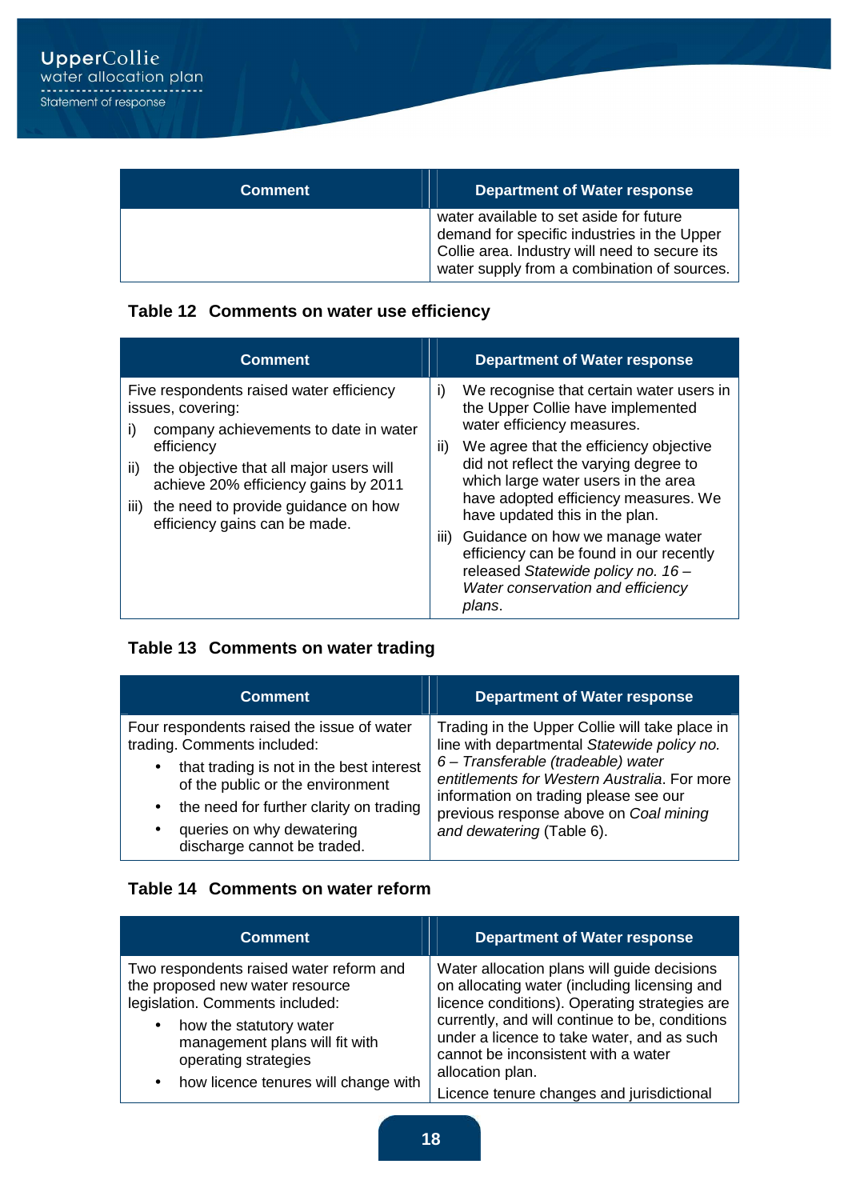| Comment | Department of Water response |
|---|---|
| | water available to set aside for future demand for specific industries in the Upper Collie area. Industry will need to secure its water supply from a combination of sources. |

**Table 12 Comments on water use efficiency**

| Comment | Department of Water response |
|---|---|
| Five respondents raised water efficiency issues, covering:<br>i) company achievements to date in water efficiency<br>ii) the objective that all major users will achieve 20% efficiency gains by 2011<br>iii) the need to provide guidance on how efficiency gains can be made. | i) We recognise that certain water users in the Upper Collie have implemented water efficiency measures.<br>ii) We agree that the efficiency objective did not reflect the varying degree to which large water users in the area have adopted efficiency measures. We have updated this in the plan.<br>iii) Guidance on how we manage water efficiency can be found in our recently released *Statewide policy no. 16 – Water conservation and efficiency plans*. |

**Table 13 Comments on water trading**

| Comment | Department of Water response |
|---|---|
| Four respondents raised the issue of water trading. Comments included:<br>• that trading is not in the best interest of the public or the environment<br>• the need for further clarity on trading<br>• queries on why dewatering discharge cannot be traded. | Trading in the Upper Collie will take place in line with departmental *Statewide policy no. 6 – Transferable (tradeable) water entitlements for Western Australia*. For more information on trading please see our previous response above on *Coal mining and dewatering* (Table 6). |

**Table 14 Comments on water reform**

| Comment | Department of Water response |
|---|---|
| Two respondents raised water reform and the proposed new water resource legislation. Comments included:<br>• how the statutory water management plans will fit with operating strategies<br>• how licence tenures will change with | Water allocation plans will guide decisions on allocating water (including licensing and licence conditions). Operating strategies are currently, and will continue to be, conditions under a licence to take water, and as such cannot be inconsistent with a water allocation plan.<br>Licence tenure changes and jurisdictional |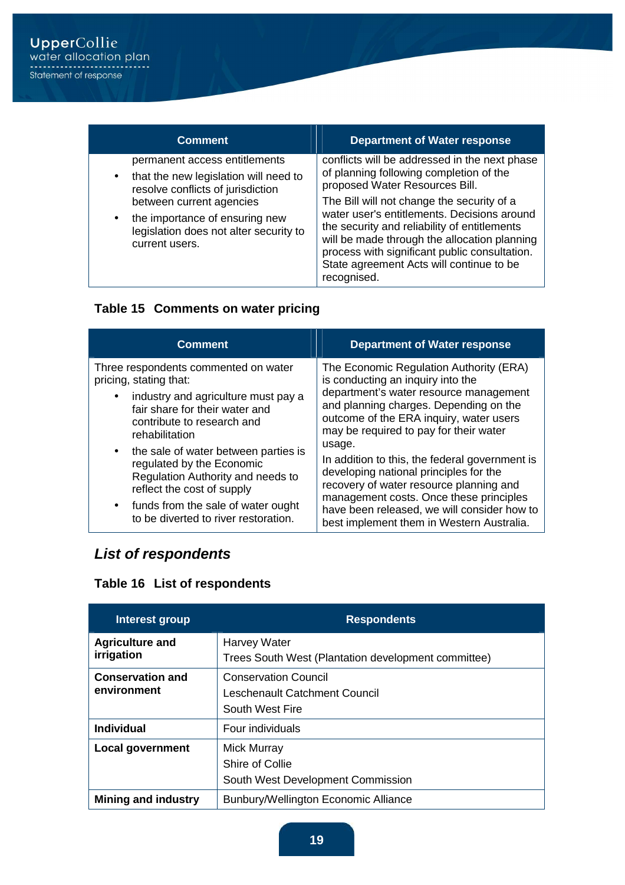| Comment | Department of Water response |
|---|---|
| permanent access entitlements<br>• that the new legislation will need to resolve conflicts of jurisdiction between current agencies<br>• the importance of ensuring new legislation does not alter security to current users. | conflicts will be addressed in the next phase of planning following completion of the proposed Water Resources Bill.<br>The Bill will not change the security of a water user's entitlements. Decisions around the security and reliability of entitlements will be made through the allocation planning process with significant public consultation. State agreement Acts will continue to be recognised. |

**Table 15 Comments on water pricing**

| Comment | Department of Water response |
|---|---|
| Three respondents commented on water pricing, stating that:<br>• industry and agriculture must pay a fair share for their water and contribute to research and rehabilitation<br>• the sale of water between parties is regulated by the Economic Regulation Authority and needs to reflect the cost of supply<br>• funds from the sale of water ought to be diverted to river restoration. | The Economic Regulation Authority (ERA) is conducting an inquiry into the department's water resource management and planning charges. Depending on the outcome of the ERA inquiry, water users may be required to pay for their water usage.<br>In addition to this, the federal government is developing national principles for the recovery of water resource planning and management costs. Once these principles have been released, we will consider how to best implement them in Western Australia. |

## *List of respondents*

**Table 16 List of respondents**

| Interest group | Respondents |
|---|---|
| **Agriculture and irrigation** | Harvey Water<br>Trees South West (Plantation development committee) |
| **Conservation and environment** | Conservation Council<br>Leschenault Catchment Council<br>South West Fire |
| **Individual** | Four individuals |
| **Local government** | Mick Murray<br>Shire of Collie<br>South West Development Commission |
| **Mining and industry** | Bunbury/Wellington Economic Alliance |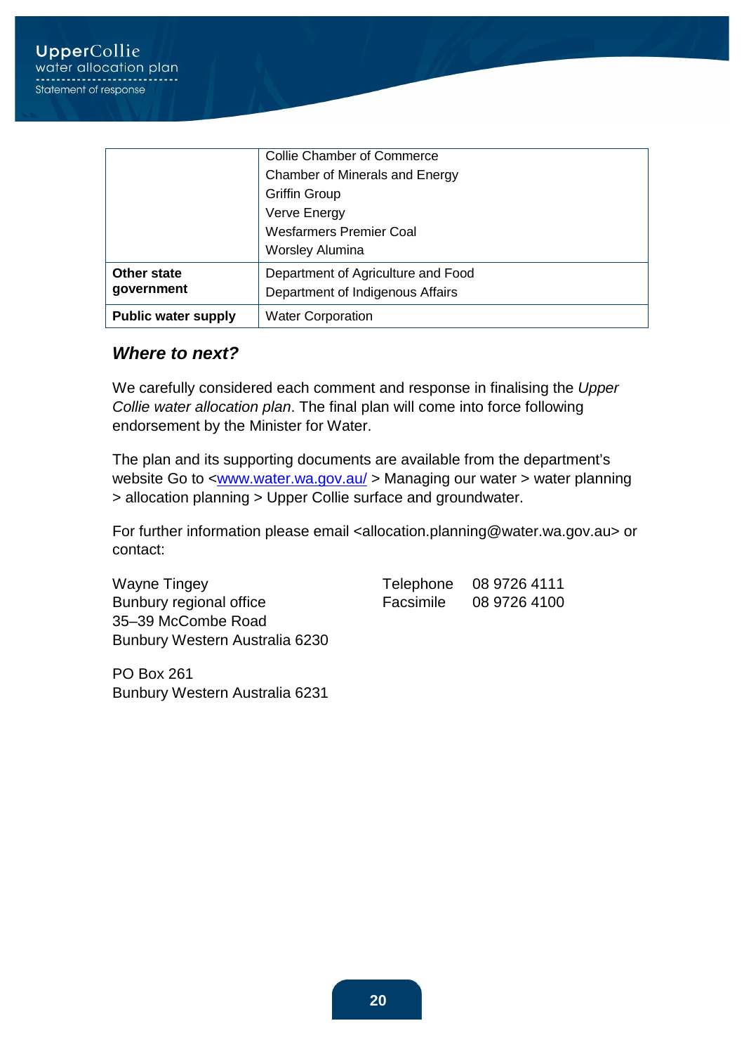| | |
|---|---|
| | Collie Chamber of Commerce<br>Chamber of Minerals and Energy<br>Griffin Group<br>Verve Energy<br>Wesfarmers Premier Coal<br>Worsley Alumina |
| **Other state government** | Department of Agriculture and Food<br>Department of Indigenous Affairs |
| **Public water supply** | Water Corporation |

## *Where to next?*

We carefully considered each comment and response in finalising the *Upper Collie water allocation plan*. The final plan will come into force following endorsement by the Minister for Water.

The plan and its supporting documents are available from the department's website Go to <www.water.wa.gov.au/ > Managing our water > water planning > allocation planning > Upper Collie surface and groundwater.

For further information please email <allocation.planning@water.wa.gov.au> or contact:

Wayne Tingey
Bunbury regional office
35–39 McCombe Road
Bunbury Western Australia 6230

Telephone 08 9726 4111
Facsimile 08 9726 4100

PO Box 261
Bunbury Western Australia 6231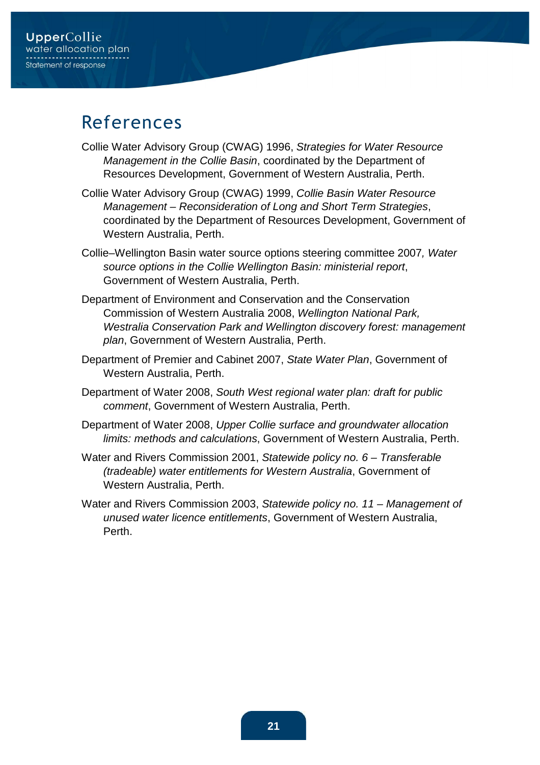# References

Collie Water Advisory Group (CWAG) 1996, *Strategies for Water Resource Management in the Collie Basin*, coordinated by the Department of Resources Development, Government of Western Australia, Perth.

Collie Water Advisory Group (CWAG) 1999, *Collie Basin Water Resource Management – Reconsideration of Long and Short Term Strategies*, coordinated by the Department of Resources Development, Government of Western Australia, Perth.

Collie–Wellington Basin water source options steering committee 2007*, Water source options in the Collie Wellington Basin: ministerial report*, Government of Western Australia, Perth.

Department of Environment and Conservation and the Conservation Commission of Western Australia 2008, *Wellington National Park, Westralia Conservation Park and Wellington discovery forest: management plan*, Government of Western Australia, Perth.

Department of Premier and Cabinet 2007, *State Water Plan*, Government of Western Australia, Perth.

Department of Water 2008, *South West regional water plan: draft for public comment*, Government of Western Australia, Perth.

Department of Water 2008, *Upper Collie surface and groundwater allocation limits: methods and calculations*, Government of Western Australia, Perth.

Water and Rivers Commission 2001, *Statewide policy no. 6 – Transferable (tradeable) water entitlements for Western Australia*, Government of Western Australia, Perth.

Water and Rivers Commission 2003, *Statewide policy no. 11 – Management of unused water licence entitlements*, Government of Western Australia, Perth.